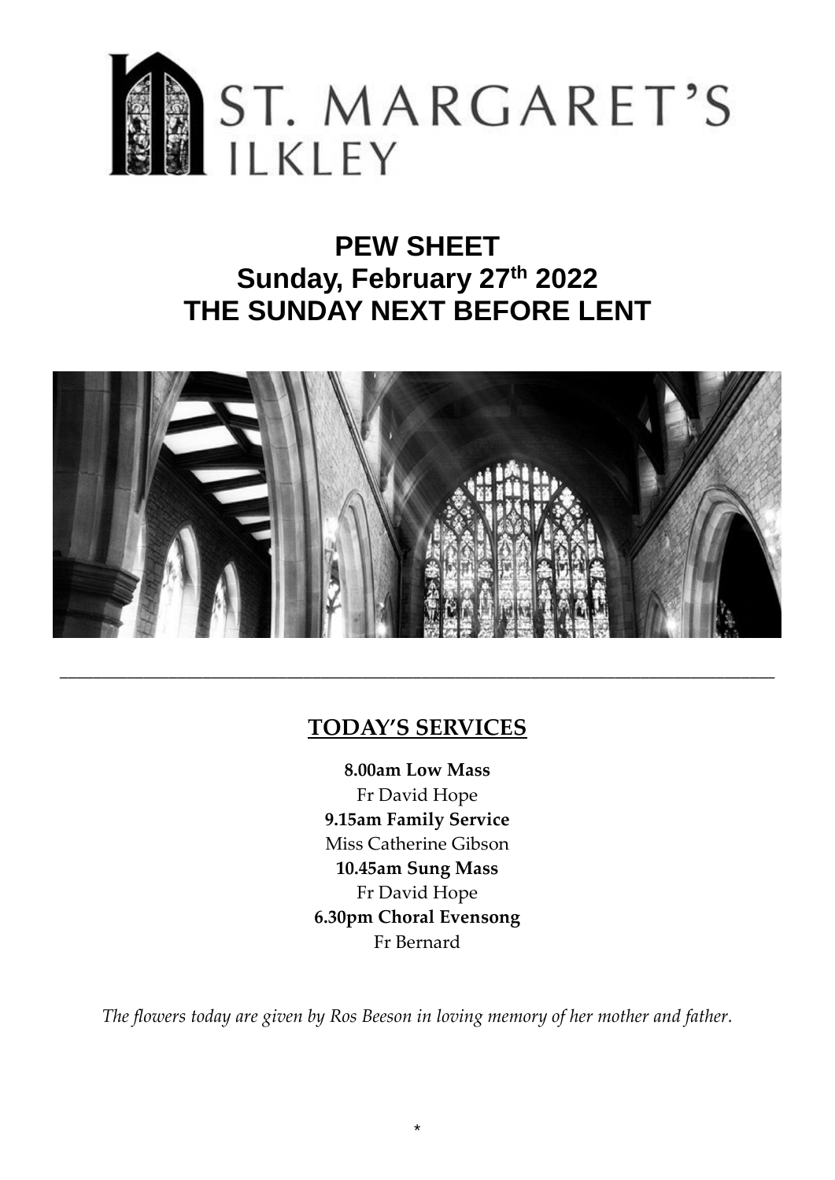# ST. MARGARET'S ILKLEY

## PEW SHEET
## Sunday, February 27th 2022
## THE SUNDAY NEXT BEFORE LENT

---

### TODAY'S SERVICES

**8.00am Low Mass**
Fr David Hope
**9.15am Family Service**
Miss Catherine Gibson
**10.45am Sung Mass**
Fr David Hope
**6.30pm Choral Evensong**
Fr Bernard

*The flowers today are given by Ros Beeson in loving memory of her mother and father.*

*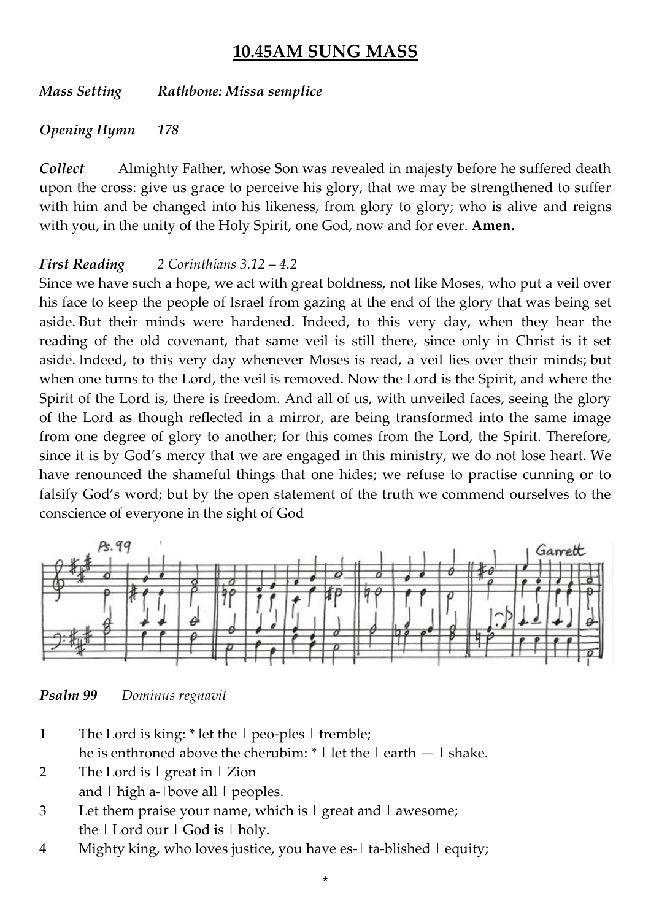# 10.45AM SUNG MASS

***Mass Setting*** ***Rathbone: Missa semplice***

***Opening Hymn*** ***178***

***Collect*** Almighty Father, whose Son was revealed in majesty before he suffered death upon the cross: give us grace to perceive his glory, that we may be strengthened to suffer with him and be changed into his likeness, from glory to glory; who is alive and reigns with you, in the unity of the Holy Spirit, one God, now and for ever. **Amen.**

***First Reading*** *2 Corinthians 3.12 – 4.2*

Since we have such a hope, we act with great boldness, not like Moses, who put a veil over his face to keep the people of Israel from gazing at the end of the glory that was being set aside. But their minds were hardened. Indeed, to this very day, when they hear the reading of the old covenant, that same veil is still there, since only in Christ is it set aside. Indeed, to this very day whenever Moses is read, a veil lies over their minds; but when one turns to the Lord, the veil is removed. Now the Lord is the Spirit, and where the Spirit of the Lord is, there is freedom. And all of us, with unveiled faces, seeing the glory of the Lord as though reflected in a mirror, are being transformed into the same image from one degree of glory to another; for this comes from the Lord, the Spirit. Therefore, since it is by God's mercy that we are engaged in this ministry, we do not lose heart. We have renounced the shameful things that one hides; we refuse to practise cunning or to falsify God's word; but by the open statement of the truth we commend ourselves to the conscience of everyone in the sight of God

Ps. 99 Garrett

***Psalm 99*** *Dominus regnavit*

1 The Lord is king: * let the | peo-ples | tremble;
he is enthroned above the cherubim: * | let the | earth — | shake.

2 The Lord is | great in | Zion
and | high a-|bove all | peoples.

3 Let them praise your name, which is | great and | awesome;
the | Lord our | God is | holy.

4 Mighty king, who loves justice, you have es-| ta-blished | equity;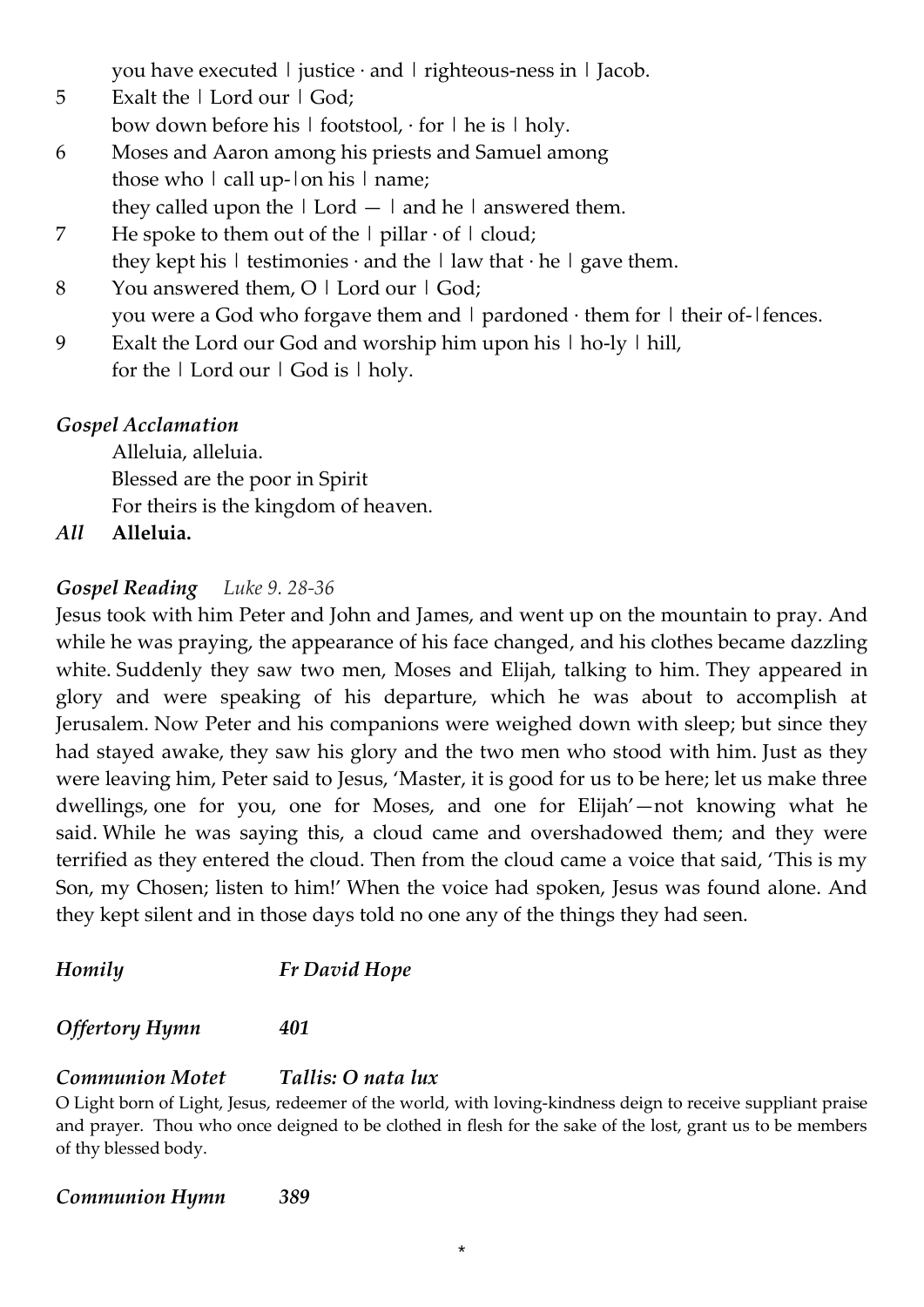you have executed | justice · and | righteous-ness in | Jacob.

5 Exalt the | Lord our | God;
bow down before his | footstool, · for | he is | holy.

6 Moses and Aaron among his priests and Samuel among
those who | call up-|on his | name;
they called upon the | Lord — | and he | answered them.

7 He spoke to them out of the | pillar · of | cloud;
they kept his | testimonies · and the | law that · he | gave them.

8 You answered them, O | Lord our | God;
you were a God who forgave them and | pardoned · them for | their of-|fences.

9 Exalt the Lord our God and worship him upon his | ho-ly | hill,
for the | Lord our | God is | holy.

***Gospel Acclamation***

Alleluia, alleluia.
Blessed are the poor in Spirit
For theirs is the kingdom of heaven.

*All* **Alleluia.**

***Gospel Reading*** *Luke 9. 28-36*

Jesus took with him Peter and John and James, and went up on the mountain to pray. And while he was praying, the appearance of his face changed, and his clothes became dazzling white. Suddenly they saw two men, Moses and Elijah, talking to him. They appeared in glory and were speaking of his departure, which he was about to accomplish at Jerusalem. Now Peter and his companions were weighed down with sleep; but since they had stayed awake, they saw his glory and the two men who stood with him. Just as they were leaving him, Peter said to Jesus, 'Master, it is good for us to be here; let us make three dwellings, one for you, one for Moses, and one for Elijah'—not knowing what he said. While he was saying this, a cloud came and overshadowed them; and they were terrified as they entered the cloud. Then from the cloud came a voice that said, 'This is my Son, my Chosen; listen to him!' When the voice had spoken, Jesus was found alone. And they kept silent and in those days told no one any of the things they had seen.

***Homily*** ***Fr David Hope***

***Offertory Hymn*** ***401***

***Communion Motet*** ***Tallis: O nata lux***

O Light born of Light, Jesus, redeemer of the world, with loving-kindness deign to receive suppliant praise and prayer. Thou who once deigned to be clothed in flesh for the sake of the lost, grant us to be members of thy blessed body.

***Communion Hymn*** ***389***

*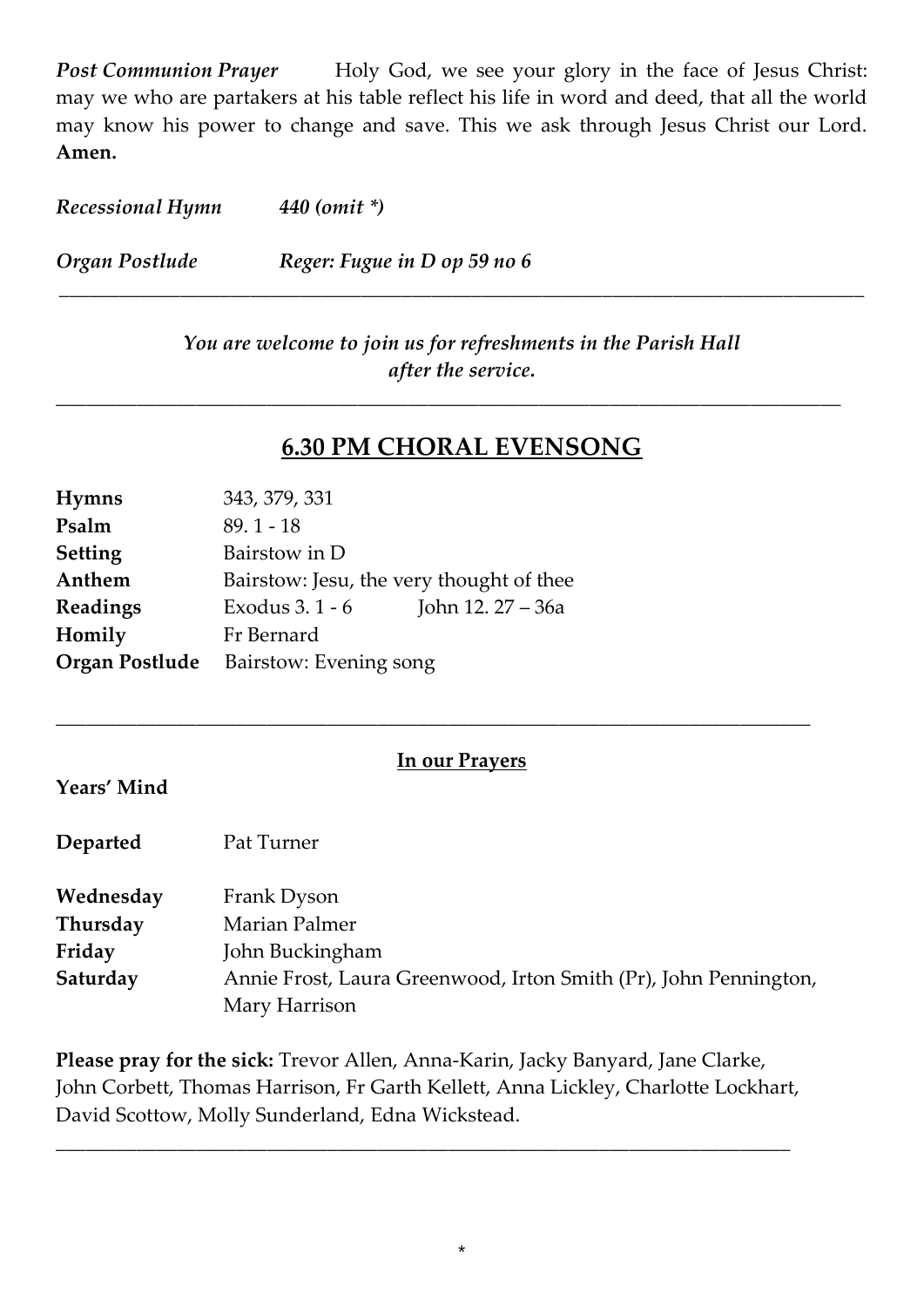***Post Communion Prayer*** Holy God, we see your glory in the face of Jesus Christ: may we who are partakers at his table reflect his life in word and deed, that all the world may know his power to change and save. This we ask through Jesus Christ our Lord. **Amen.**

***Recessional Hymn*** *440 (omit *)*

***Organ Postlude*** *Reger: Fugue in D op 59 no 6*

---

*You are welcome to join us for refreshments in the Parish Hall after the service.*

---

## 6.30 PM CHORAL EVENSONG

| | | |
|---|---|---|
| **Hymns** | 343, 379, 331 | |
| **Psalm** | 89. 1 - 18 | |
| **Setting** | Bairstow in D | |
| **Anthem** | Bairstow: Jesu, the very thought of thee | |
| **Readings** | Exodus 3. 1 - 6 | John 12. 27 – 36a |
| **Homily** | Fr Bernard | |
| **Organ Postlude** | Bairstow: Evening song | |

---

### In our Prayers

**Years' Mind**

| | |
|---|---|
| **Departed** | Pat Turner |
| **Wednesday** | Frank Dyson |
| **Thursday** | Marian Palmer |
| **Friday** | John Buckingham |
| **Saturday** | Annie Frost, Laura Greenwood, Irton Smith (Pr), John Pennington, Mary Harrison |

**Please pray for the sick:** Trevor Allen, Anna-Karin, Jacky Banyard, Jane Clarke, John Corbett, Thomas Harrison, Fr Garth Kellett, Anna Lickley, Charlotte Lockhart, David Scottow, Molly Sunderland, Edna Wickstead.

---

*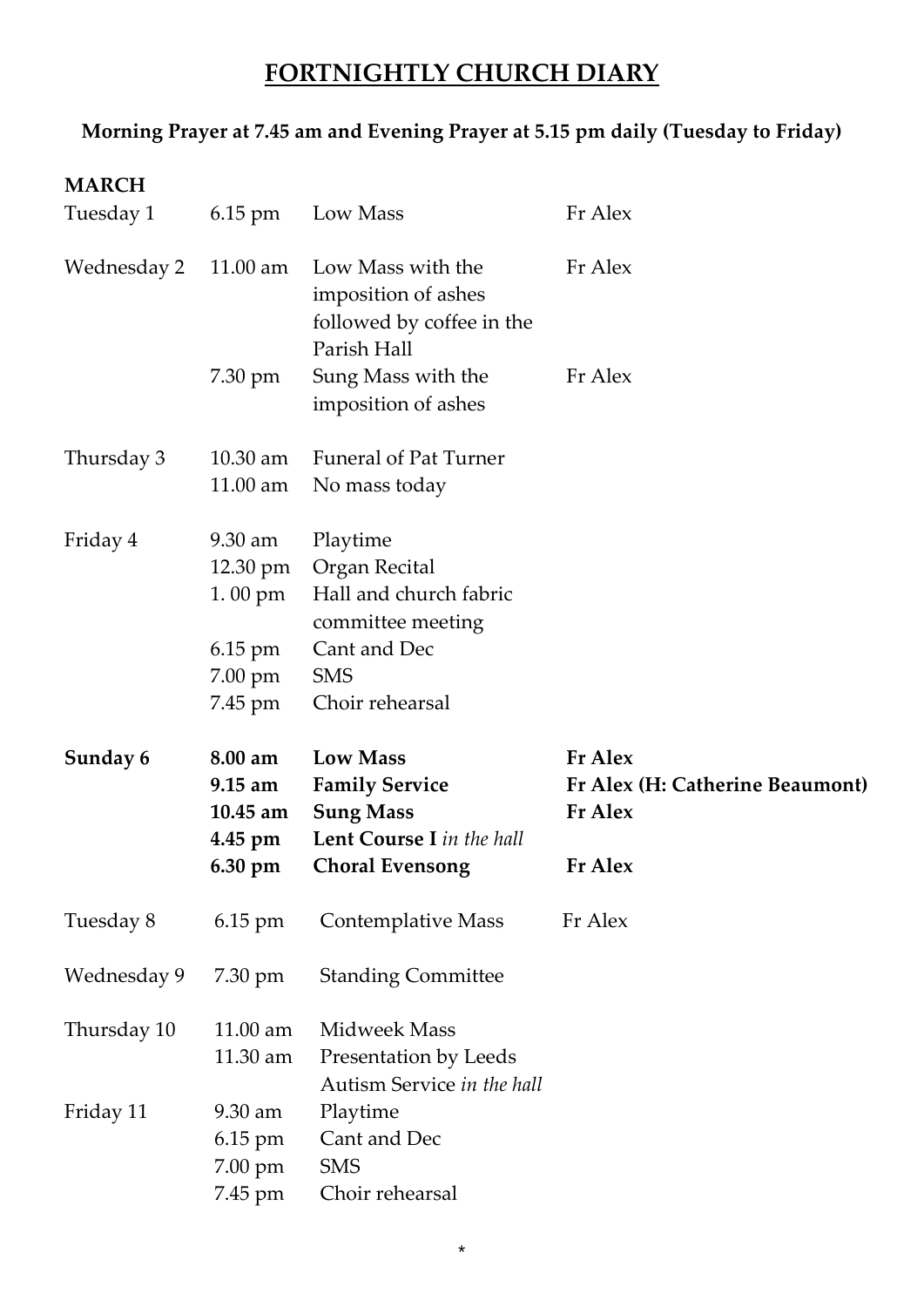# FORTNIGHTLY CHURCH DIARY

**Morning Prayer at 7.45 am and Evening Prayer at 5.15 pm daily (Tuesday to Friday)**

**MARCH**

| | | | |
|---|---|---|---|
| Tuesday 1 | 6.15 pm | Low Mass | Fr Alex |
| Wednesday 2 | 11.00 am | Low Mass with the imposition of ashes followed by coffee in the Parish Hall | Fr Alex |
| | 7.30 pm | Sung Mass with the imposition of ashes | Fr Alex |
| Thursday 3 | 10.30 am | Funeral of Pat Turner | |
| | 11.00 am | No mass today | |
| Friday 4 | 9.30 am | Playtime | |
| | 12.30 pm | Organ Recital | |
| | 1. 00 pm | Hall and church fabric committee meeting | |
| | 6.15 pm | Cant and Dec | |
| | 7.00 pm | SMS | |
| | 7.45 pm | Choir rehearsal | |
| **Sunday 6** | **8.00 am** | **Low Mass** | **Fr Alex** |
| | **9.15 am** | **Family Service** | **Fr Alex (H: Catherine Beaumont)** |
| | **10.45 am** | **Sung Mass** | **Fr Alex** |
| | **4.45 pm** | **Lent Course I** *in the hall* | |
| | **6.30 pm** | **Choral Evensong** | **Fr Alex** |
| Tuesday 8 | 6.15 pm | Contemplative Mass | Fr Alex |
| Wednesday 9 | 7.30 pm | Standing Committee | |
| Thursday 10 | 11.00 am | Midweek Mass | |
| | 11.30 am | Presentation by Leeds Autism Service *in the hall* | |
| Friday 11 | 9.30 am | Playtime | |
| | 6.15 pm | Cant and Dec | |
| | 7.00 pm | SMS | |
| | 7.45 pm | Choir rehearsal | |

*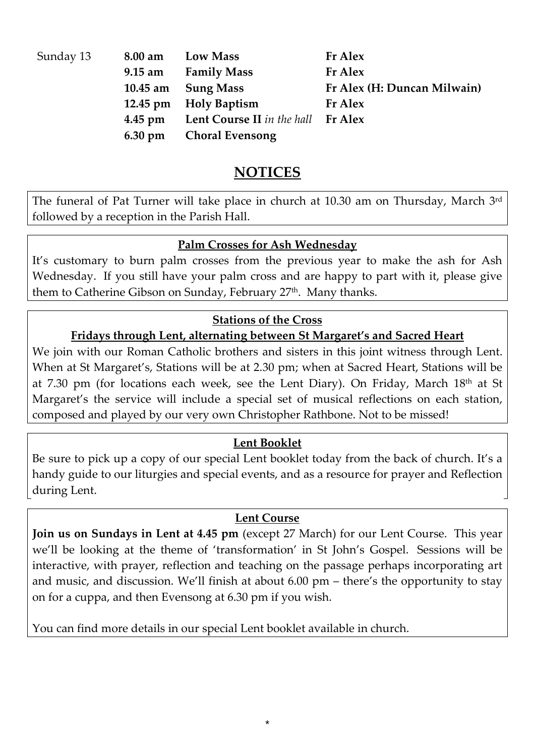| Sunday 13 | **8.00 am** | **Low Mass** | **Fr Alex** |
|---|---|---|---|
| | **9.15 am** | **Family Mass** | **Fr Alex** |
| | **10.45 am** | **Sung Mass** | **Fr Alex (H: Duncan Milwain)** |
| | **12.45 pm** | **Holy Baptism** | **Fr Alex** |
| | **4.45 pm** | **Lent Course II** *in the hall* | **Fr Alex** |
| | **6.30 pm** | **Choral Evensong** | |

## NOTICES

The funeral of Pat Turner will take place in church at 10.30 am on Thursday, March 3rd followed by a reception in the Parish Hall.

### Palm Crosses for Ash Wednesday

It's customary to burn palm crosses from the previous year to make the ash for Ash Wednesday. If you still have your palm cross and are happy to part with it, please give them to Catherine Gibson on Sunday, February 27th. Many thanks.

### Stations of the Cross

**Fridays through Lent, alternating between St Margaret's and Sacred Heart**

We join with our Roman Catholic brothers and sisters in this joint witness through Lent. When at St Margaret's, Stations will be at 2.30 pm; when at Sacred Heart, Stations will be at 7.30 pm (for locations each week, see the Lent Diary). On Friday, March 18th at St Margaret's the service will include a special set of musical reflections on each station, composed and played by our very own Christopher Rathbone. Not to be missed!

### Lent Booklet

Be sure to pick up a copy of our special Lent booklet today from the back of church. It's a handy guide to our liturgies and special events, and as a resource for prayer and Reflection during Lent.

### Lent Course

**Join us on Sundays in Lent at 4.45 pm** (except 27 March) for our Lent Course. This year we'll be looking at the theme of 'transformation' in St John's Gospel. Sessions will be interactive, with prayer, reflection and teaching on the passage perhaps incorporating art and music, and discussion. We'll finish at about 6.00 pm – there's the opportunity to stay on for a cuppa, and then Evensong at 6.30 pm if you wish.

You can find more details in our special Lent booklet available in church.

*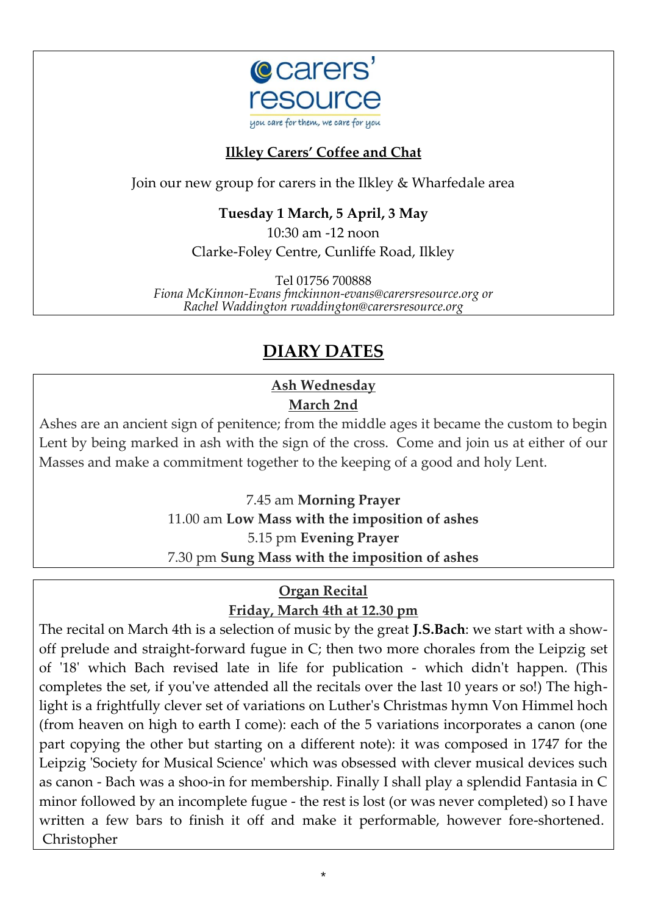carers' resource

*you care for them, we care for you*

## Ilkley Carers' Coffee and Chat

Join our new group for carers in the Ilkley & Wharfedale area

**Tuesday 1 March, 5 April, 3 May**

10:30 am -12 noon

Clarke-Foley Centre, Cunliffe Road, Ilkley

Tel 01756 700888

*Fiona McKinnon-Evans fmckinnon-evans@carersresource.org or*
*Rachel Waddington rwaddington@carersresource.org*

# DIARY DATES

## Ash Wednesday
## March 2nd

Ashes are an ancient sign of penitence; from the middle ages it became the custom to begin Lent by being marked in ash with the sign of the cross. Come and join us at either of our Masses and make a commitment together to the keeping of a good and holy Lent.

7.45 am **Morning Prayer**
11.00 am **Low Mass with the imposition of ashes**
5.15 pm **Evening Prayer**
7.30 pm **Sung Mass with the imposition of ashes**

## Organ Recital
## Friday, March 4th at 12.30 pm

The recital on March 4th is a selection of music by the great **J.S.Bach**: we start with a show-off prelude and straight-forward fugue in C; then two more chorales from the Leipzig set of '18' which Bach revised late in life for publication - which didn't happen. (This completes the set, if you've attended all the recitals over the last 10 years or so!) The high-light is a frightfully clever set of variations on Luther's Christmas hymn Von Himmel hoch (from heaven on high to earth I come): each of the 5 variations incorporates a canon (one part copying the other but starting on a different note): it was composed in 1747 for the Leipzig 'Society for Musical Science' which was obsessed with clever musical devices such as canon - Bach was a shoo-in for membership. Finally I shall play a splendid Fantasia in C minor followed by an incomplete fugue - the rest is lost (or was never completed) so I have written a few bars to finish it off and make it performable, however fore-shortened. Christopher

*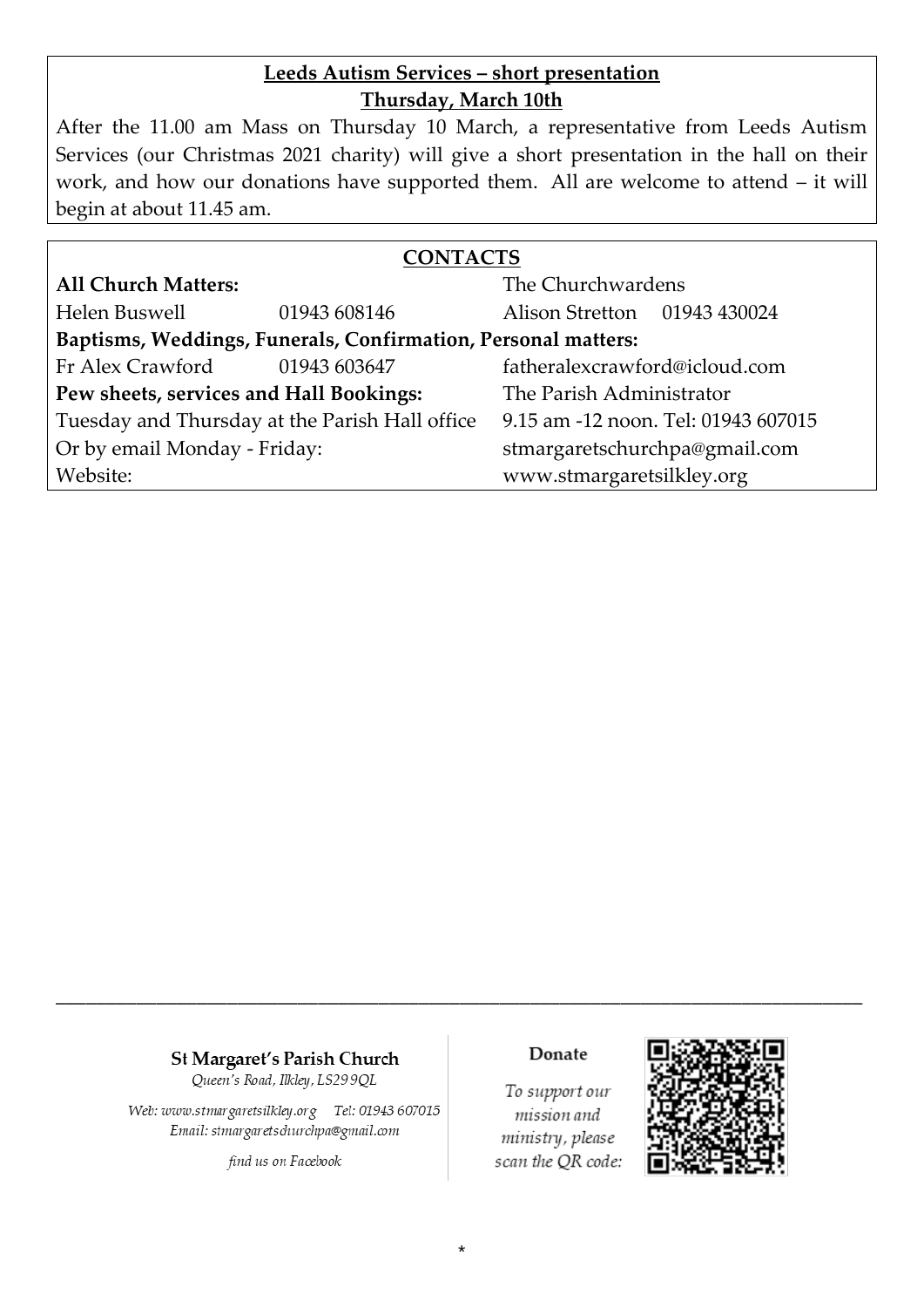**Leeds Autism Services – short presentation**

**Thursday, March 10th**

After the 11.00 am Mass on Thursday 10 March, a representative from Leeds Autism Services (our Christmas 2021 charity) will give a short presentation in the hall on their work, and how our donations have supported them. All are welcome to attend – it will begin at about 11.45 am.

**CONTACTS**

| | | |
|---|---|---|
| **All Church Matters:** | | The Churchwardens |
| Helen Buswell | 01943 608146 | Alison Stretton 01943 430024 |
| **Baptisms, Weddings, Funerals, Confirmation, Personal matters:** | | |
| Fr Alex Crawford | 01943 603647 | fatheralexcrawford@icloud.com |
| **Pew sheets, services and Hall Bookings:** | | The Parish Administrator |
| Tuesday and Thursday at the Parish Hall office | | 9.15 am -12 noon. Tel: 01943 607015 |
| Or by email Monday - Friday: | | stmargaretschurchpa@gmail.com |
| Website: | | www.stmargaretsilkley.org |

---

**St Margaret's Parish Church**

*Queen's Road, Ilkley, LS29 9QL*

*Web: www.stmargaretsilkley.org Tel: 01943 607015*

*Email: stmargaretschurchpa@gmail.com*

*find us on Facebook*

**Donate**

*To support our mission and ministry, please scan the QR code:*

*